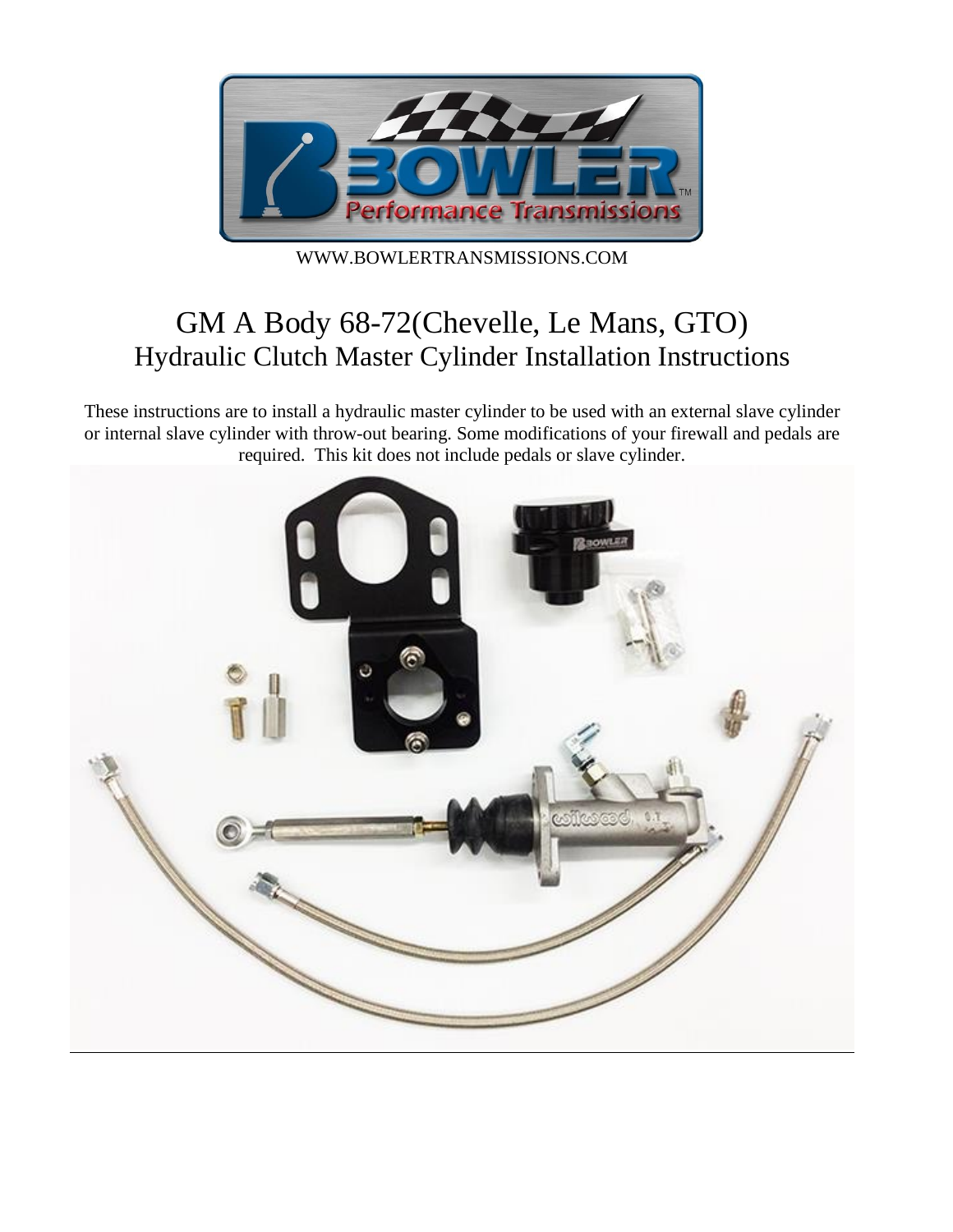WWW.BOWLERTRANSMISSIONS.COM

# GM A Body 68-72(Chevelle, Le Mans, GTO)

## Hydraulic Clutch Master Cylinder Installation Instructions

These instructions are to install a hydraulic master cylinder to be used with an external slave cylinder or internal slave cylinder with throw-out bearing. Some modifications of your firewall and pedals are required. This kit does not include pedals or slave cylinder.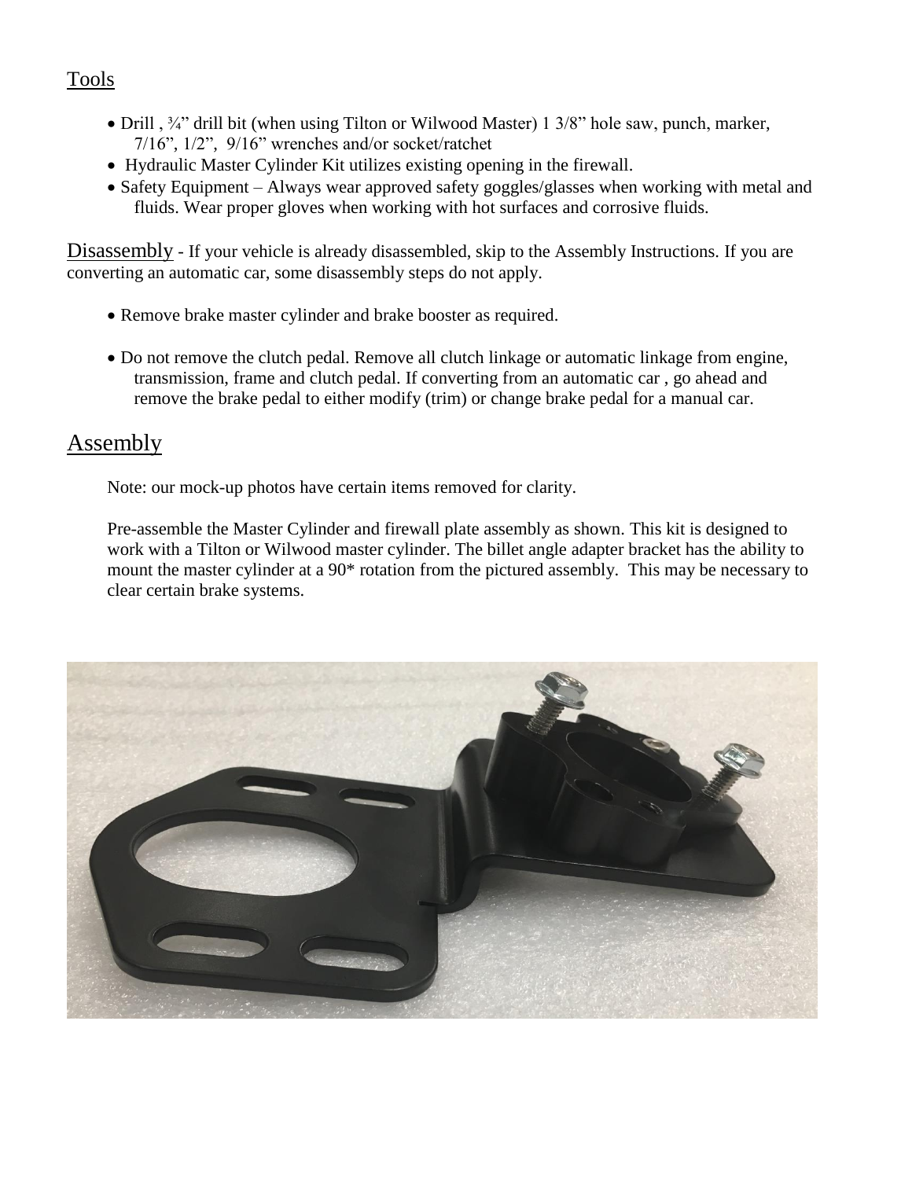## Tools

- Drill , ¾" drill bit (when using Tilton or Wilwood Master) 1 3/8" hole saw, punch, marker, 7/16", 1/2", 9/16" wrenches and/or socket/ratchet
- Hydraulic Master Cylinder Kit utilizes existing opening in the firewall.
- Safety Equipment – Always wear approved safety goggles/glasses when working with metal and fluids. Wear proper gloves when working with hot surfaces and corrosive fluids.

## Disassembly

Disassembly - If your vehicle is already disassembled, skip to the Assembly Instructions. If you are converting an automatic car, some disassembly steps do not apply.

- Remove brake master cylinder and brake booster as required.
- Do not remove the clutch pedal. Remove all clutch linkage or automatic linkage from engine, transmission, frame and clutch pedal. If converting from an automatic car , go ahead and remove the brake pedal to either modify (trim) or change brake pedal for a manual car.

## Assembly

Note: our mock-up photos have certain items removed for clarity.

Pre-assemble the Master Cylinder and firewall plate assembly as shown. This kit is designed to work with a Tilton or Wilwood master cylinder. The billet angle adapter bracket has the ability to mount the master cylinder at a 90* rotation from the pictured assembly. This may be necessary to clear certain brake systems.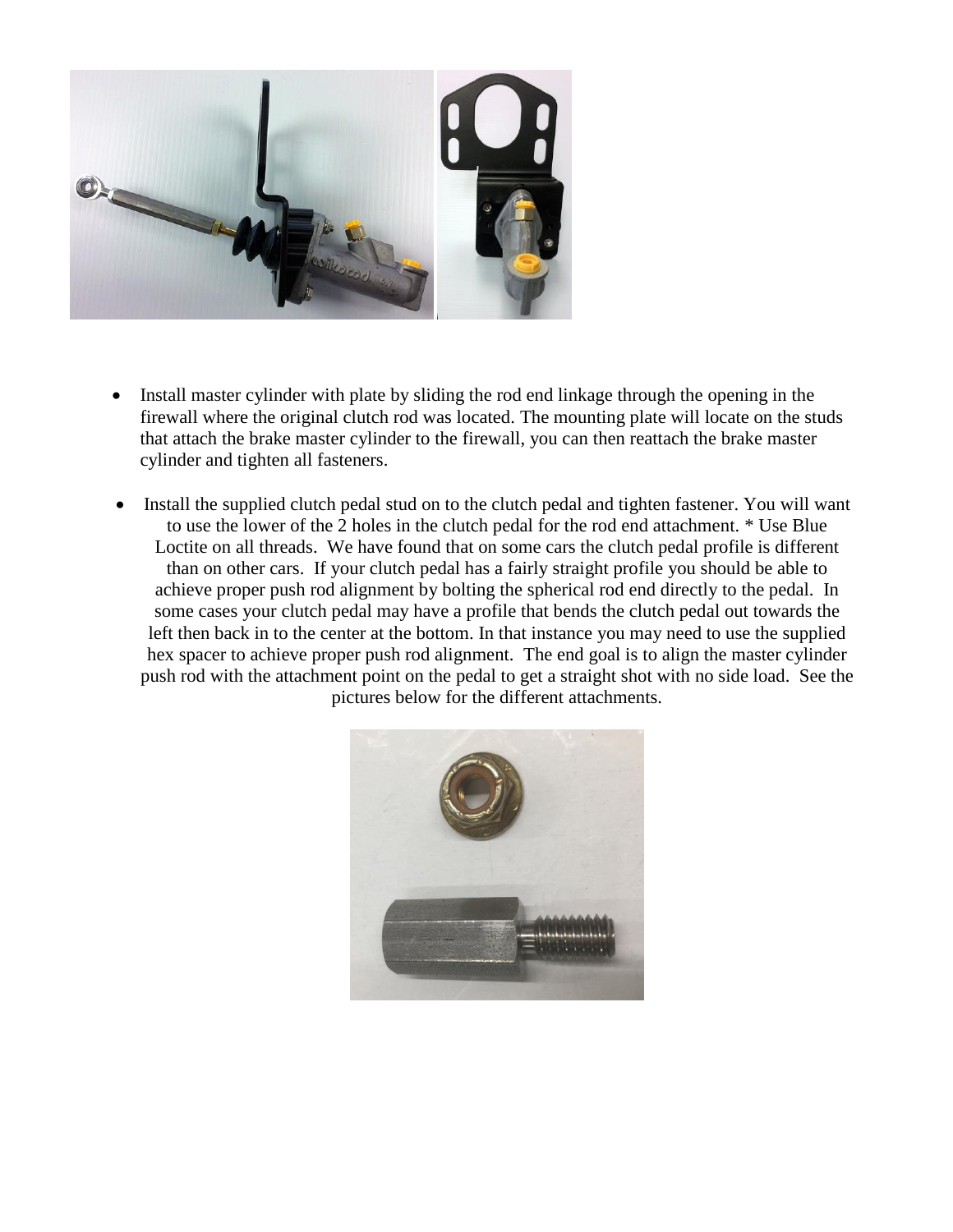- Install master cylinder with plate by sliding the rod end linkage through the opening in the firewall where the original clutch rod was located. The mounting plate will locate on the studs that attach the brake master cylinder to the firewall, you can then reattach the brake master cylinder and tighten all fasteners.

- Install the supplied clutch pedal stud on to the clutch pedal and tighten fastener. You will want to use the lower of the 2 holes in the clutch pedal for the rod end attachment. * Use Blue Loctite on all threads. We have found that on some cars the clutch pedal profile is different than on other cars. If your clutch pedal has a fairly straight profile you should be able to achieve proper push rod alignment by bolting the spherical rod end directly to the pedal. In some cases your clutch pedal may have a profile that bends the clutch pedal out towards the left then back in to the center at the bottom. In that instance you may need to use the supplied hex spacer to achieve proper push rod alignment. The end goal is to align the master cylinder push rod with the attachment point on the pedal to get a straight shot with no side load. See the pictures below for the different attachments.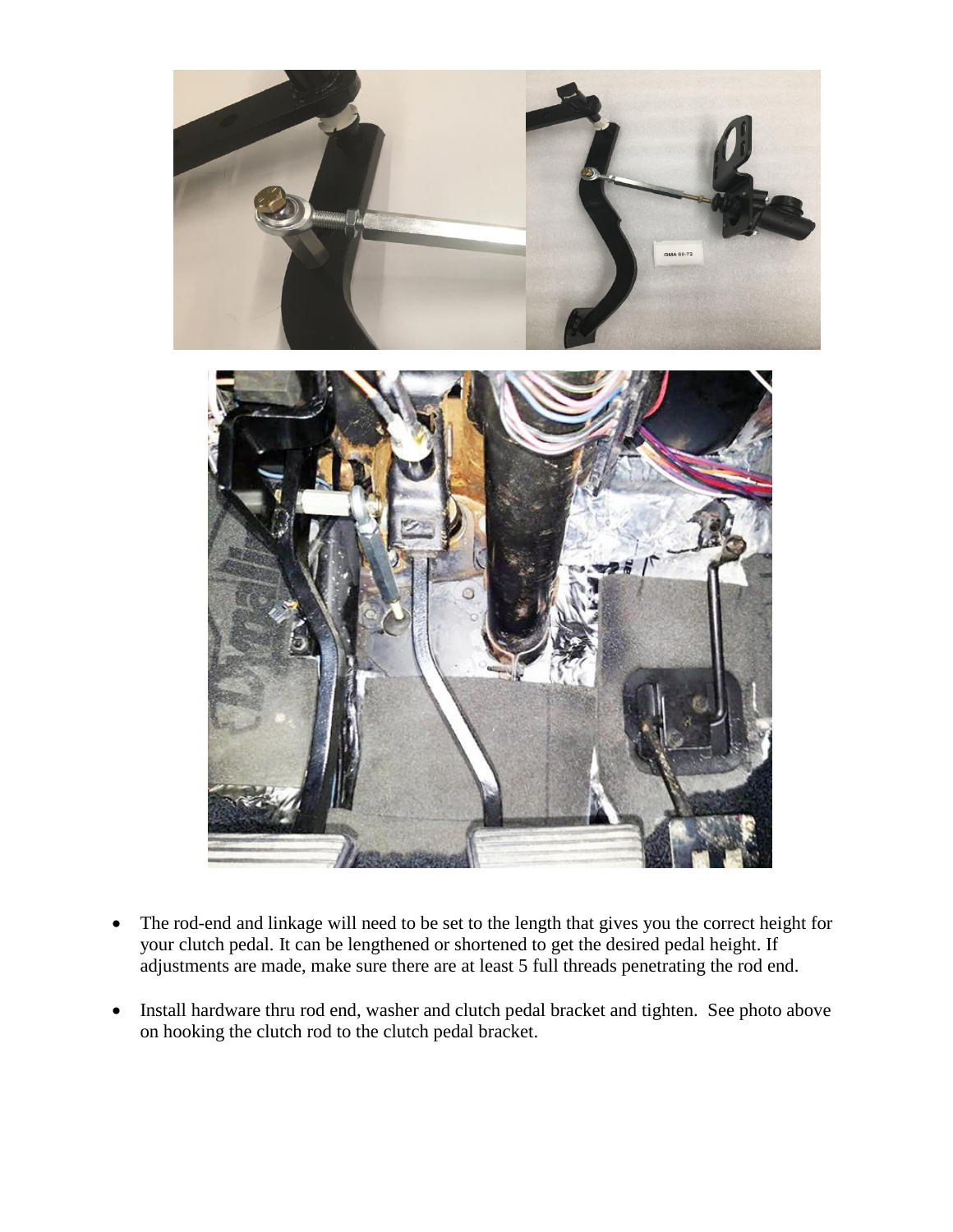- The rod-end and linkage will need to be set to the length that gives you the correct height for your clutch pedal. It can be lengthened or shortened to get the desired pedal height. If adjustments are made, make sure there are at least 5 full threads penetrating the rod end.

- Install hardware thru rod end, washer and clutch pedal bracket and tighten. See photo above on hooking the clutch rod to the clutch pedal bracket.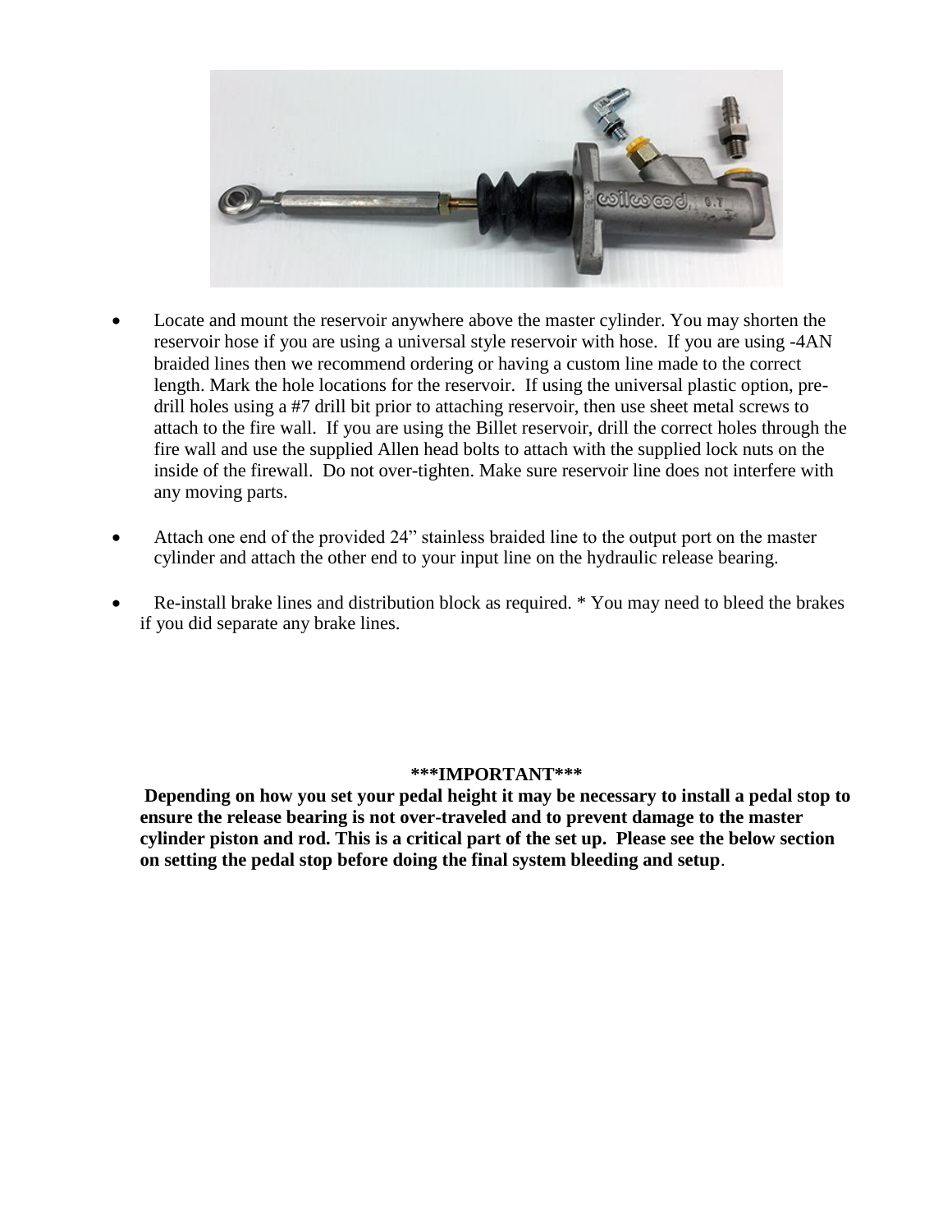- Locate and mount the reservoir anywhere above the master cylinder. You may shorten the reservoir hose if you are using a universal style reservoir with hose. If you are using -4AN braided lines then we recommend ordering or having a custom line made to the correct length. Mark the hole locations for the reservoir. If using the universal plastic option, pre-drill holes using a #7 drill bit prior to attaching reservoir, then use sheet metal screws to attach to the fire wall. If you are using the Billet reservoir, drill the correct holes through the fire wall and use the supplied Allen head bolts to attach with the supplied lock nuts on the inside of the firewall. Do not over-tighten. Make sure reservoir line does not interfere with any moving parts.

- Attach one end of the provided 24" stainless braided line to the output port on the master cylinder and attach the other end to your input line on the hydraulic release bearing.

- Re-install brake lines and distribution block as required. * You may need to bleed the brakes if you did separate any brake lines.

**\*\*\*IMPORTANT\*\*\***

**Depending on how you set your pedal height it may be necessary to install a pedal stop to ensure the release bearing is not over-traveled and to prevent damage to the master cylinder piston and rod. This is a critical part of the set up. Please see the below section on setting the pedal stop before doing the final system bleeding and setup**.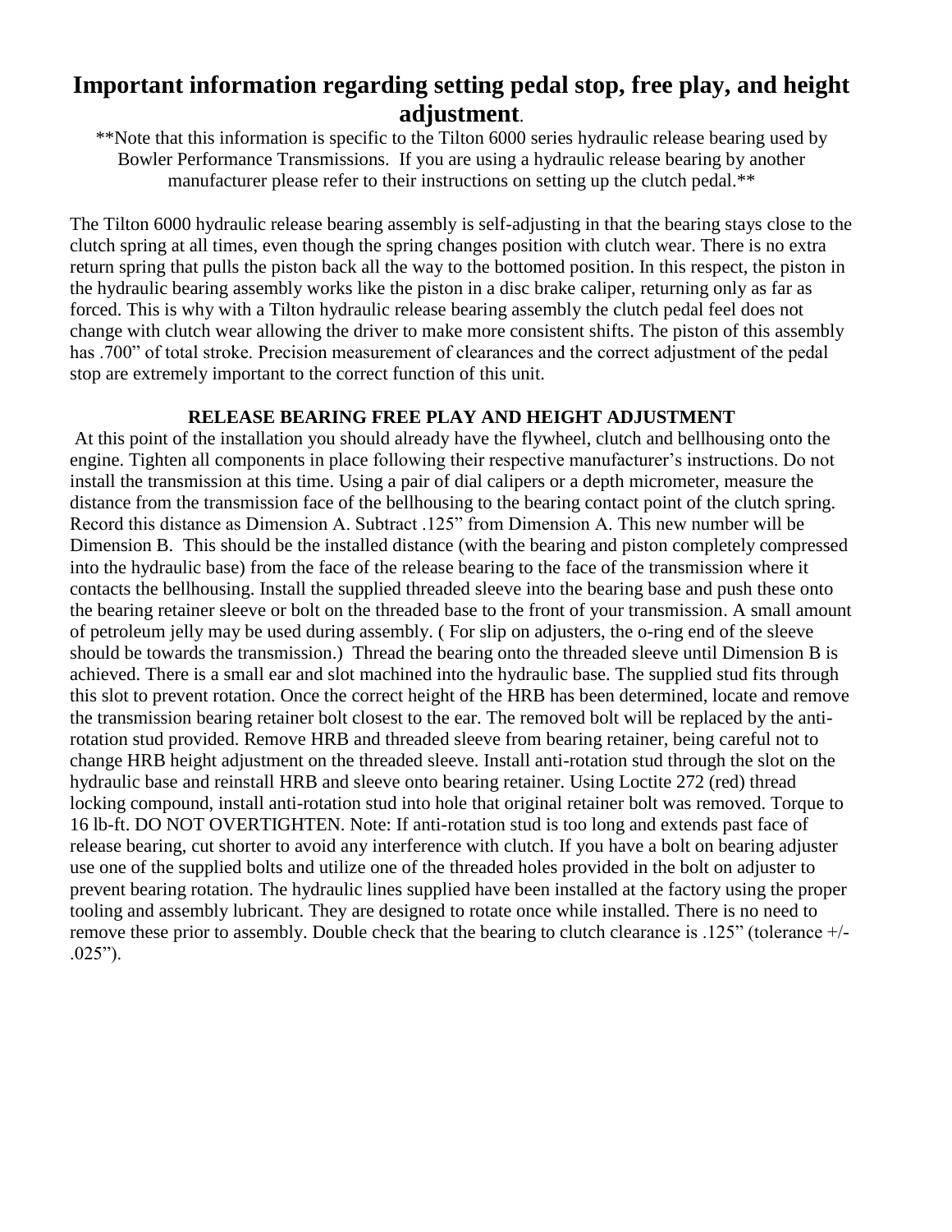# Important information regarding setting pedal stop, free play, and height adjustment.

**Note that this information is specific to the Tilton 6000 series hydraulic release bearing used by Bowler Performance Transmissions. If you are using a hydraulic release bearing by another manufacturer please refer to their instructions on setting up the clutch pedal.**

The Tilton 6000 hydraulic release bearing assembly is self-adjusting in that the bearing stays close to the clutch spring at all times, even though the spring changes position with clutch wear. There is no extra return spring that pulls the piston back all the way to the bottomed position. In this respect, the piston in the hydraulic bearing assembly works like the piston in a disc brake caliper, returning only as far as forced. This is why with a Tilton hydraulic release bearing assembly the clutch pedal feel does not change with clutch wear allowing the driver to make more consistent shifts. The piston of this assembly has .700" of total stroke. Precision measurement of clearances and the correct adjustment of the pedal stop are extremely important to the correct function of this unit.

### RELEASE BEARING FREE PLAY AND HEIGHT ADJUSTMENT

At this point of the installation you should already have the flywheel, clutch and bellhousing onto the engine. Tighten all components in place following their respective manufacturer's instructions. Do not install the transmission at this time. Using a pair of dial calipers or a depth micrometer, measure the distance from the transmission face of the bellhousing to the bearing contact point of the clutch spring. Record this distance as Dimension A. Subtract .125" from Dimension A. This new number will be Dimension B. This should be the installed distance (with the bearing and piston completely compressed into the hydraulic base) from the face of the release bearing to the face of the transmission where it contacts the bellhousing. Install the supplied threaded sleeve into the bearing base and push these onto the bearing retainer sleeve or bolt on the threaded base to the front of your transmission. A small amount of petroleum jelly may be used during assembly. ( For slip on adjusters, the o-ring end of the sleeve should be towards the transmission.) Thread the bearing onto the threaded sleeve until Dimension B is achieved. There is a small ear and slot machined into the hydraulic base. The supplied stud fits through this slot to prevent rotation. Once the correct height of the HRB has been determined, locate and remove the transmission bearing retainer bolt closest to the ear. The removed bolt will be replaced by the anti-rotation stud provided. Remove HRB and threaded sleeve from bearing retainer, being careful not to change HRB height adjustment on the threaded sleeve. Install anti-rotation stud through the slot on the hydraulic base and reinstall HRB and sleeve onto bearing retainer. Using Loctite 272 (red) thread locking compound, install anti-rotation stud into hole that original retainer bolt was removed. Torque to 16 lb-ft. DO NOT OVERTIGHTEN. Note: If anti-rotation stud is too long and extends past face of release bearing, cut shorter to avoid any interference with clutch. If you have a bolt on bearing adjuster use one of the supplied bolts and utilize one of the threaded holes provided in the bolt on adjuster to prevent bearing rotation. The hydraulic lines supplied have been installed at the factory using the proper tooling and assembly lubricant. They are designed to rotate once while installed. There is no need to remove these prior to assembly. Double check that the bearing to clutch clearance is .125" (tolerance +/- .025").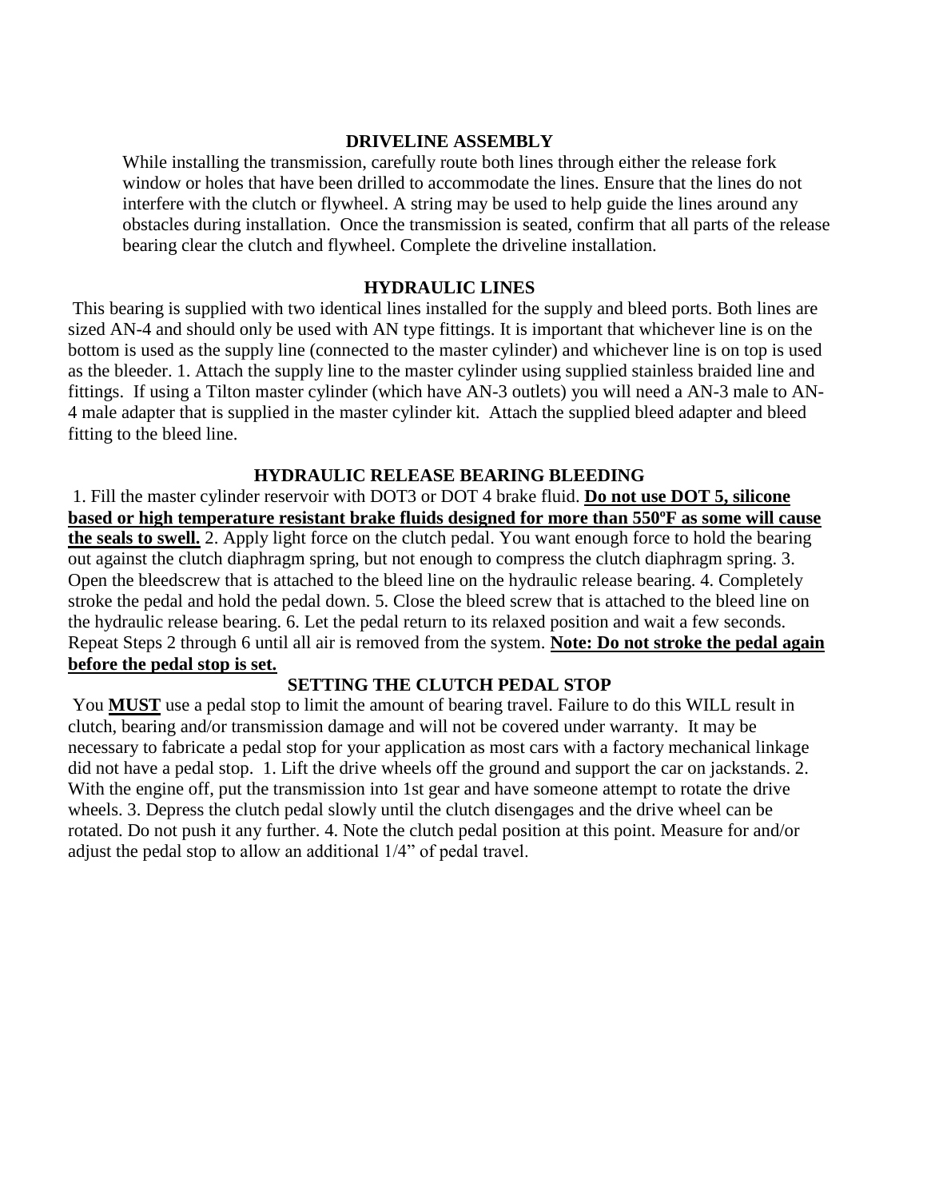## DRIVELINE ASSEMBLY

While installing the transmission, carefully route both lines through either the release fork window or holes that have been drilled to accommodate the lines. Ensure that the lines do not interfere with the clutch or flywheel. A string may be used to help guide the lines around any obstacles during installation. Once the transmission is seated, confirm that all parts of the release bearing clear the clutch and flywheel. Complete the driveline installation.

## HYDRAULIC LINES

This bearing is supplied with two identical lines installed for the supply and bleed ports. Both lines are sized AN-4 and should only be used with AN type fittings. It is important that whichever line is on the bottom is used as the supply line (connected to the master cylinder) and whichever line is on top is used as the bleeder. 1. Attach the supply line to the master cylinder using supplied stainless braided line and fittings. If using a Tilton master cylinder (which have AN-3 outlets) you will need a AN-3 male to AN-4 male adapter that is supplied in the master cylinder kit. Attach the supplied bleed adapter and bleed fitting to the bleed line.

## HYDRAULIC RELEASE BEARING BLEEDING

1. Fill the master cylinder reservoir with DOT3 or DOT 4 brake fluid. **Do not use DOT 5, silicone based or high temperature resistant brake fluids designed for more than 550ºF as some will cause the seals to swell.** 2. Apply light force on the clutch pedal. You want enough force to hold the bearing out against the clutch diaphragm spring, but not enough to compress the clutch diaphragm spring. 3. Open the bleedscrew that is attached to the bleed line on the hydraulic release bearing. 4. Completely stroke the pedal and hold the pedal down. 5. Close the bleed screw that is attached to the bleed line on the hydraulic release bearing. 6. Let the pedal return to its relaxed position and wait a few seconds. Repeat Steps 2 through 6 until all air is removed from the system. **Note: Do not stroke the pedal again before the pedal stop is set.**

## SETTING THE CLUTCH PEDAL STOP

You **MUST** use a pedal stop to limit the amount of bearing travel. Failure to do this WILL result in clutch, bearing and/or transmission damage and will not be covered under warranty. It may be necessary to fabricate a pedal stop for your application as most cars with a factory mechanical linkage did not have a pedal stop. 1. Lift the drive wheels off the ground and support the car on jackstands. 2. With the engine off, put the transmission into 1st gear and have someone attempt to rotate the drive wheels. 3. Depress the clutch pedal slowly until the clutch disengages and the drive wheel can be rotated. Do not push it any further. 4. Note the clutch pedal position at this point. Measure for and/or adjust the pedal stop to allow an additional 1/4" of pedal travel.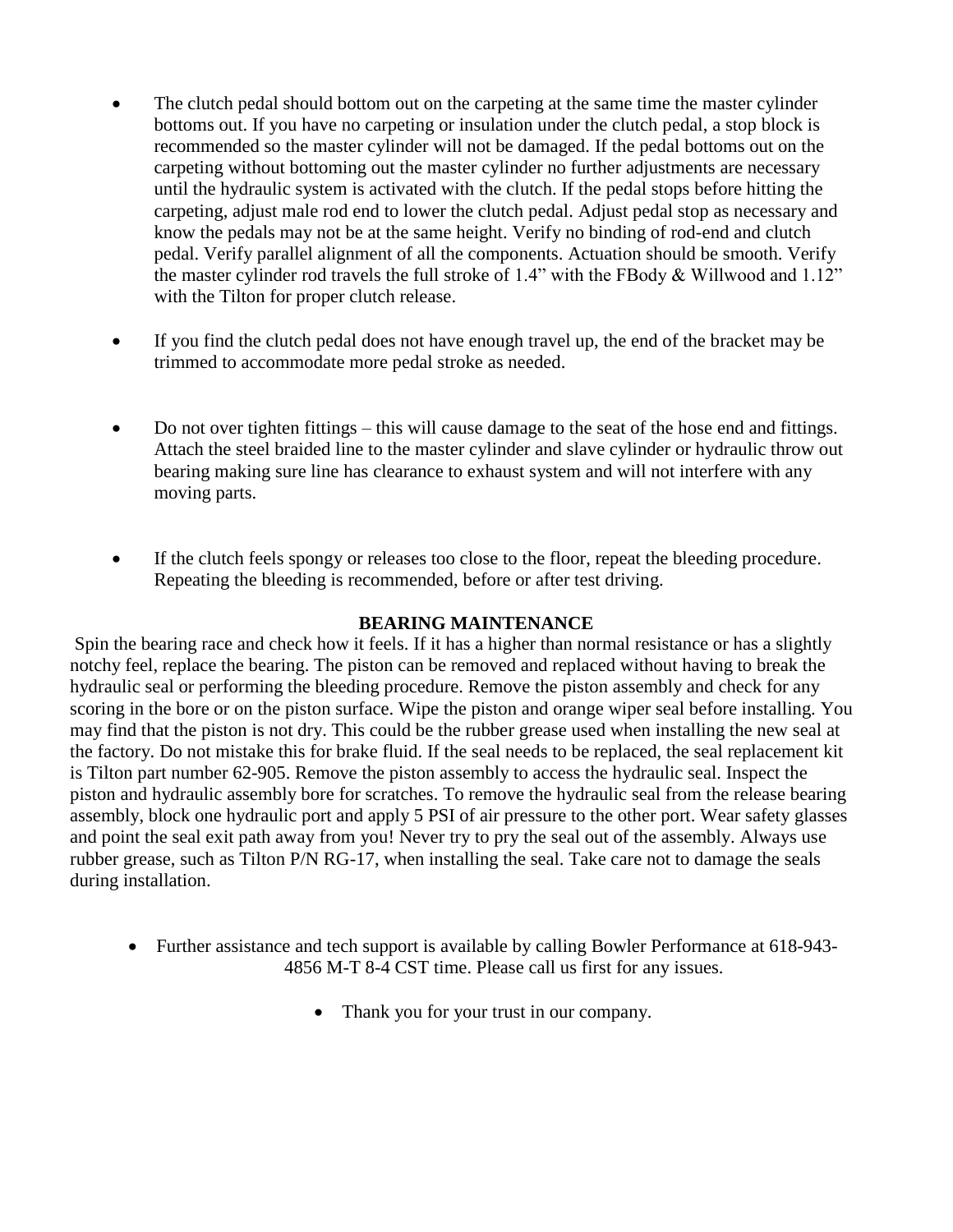- The clutch pedal should bottom out on the carpeting at the same time the master cylinder bottoms out. If you have no carpeting or insulation under the clutch pedal, a stop block is recommended so the master cylinder will not be damaged. If the pedal bottoms out on the carpeting without bottoming out the master cylinder no further adjustments are necessary until the hydraulic system is activated with the clutch. If the pedal stops before hitting the carpeting, adjust male rod end to lower the clutch pedal. Adjust pedal stop as necessary and know the pedals may not be at the same height. Verify no binding of rod-end and clutch pedal. Verify parallel alignment of all the components. Actuation should be smooth. Verify the master cylinder rod travels the full stroke of 1.4" with the FBody & Willwood and 1.12" with the Tilton for proper clutch release.

- If you find the clutch pedal does not have enough travel up, the end of the bracket may be trimmed to accommodate more pedal stroke as needed.

- Do not over tighten fittings – this will cause damage to the seat of the hose end and fittings. Attach the steel braided line to the master cylinder and slave cylinder or hydraulic throw out bearing making sure line has clearance to exhaust system and will not interfere with any moving parts.

- If the clutch feels spongy or releases too close to the floor, repeat the bleeding procedure. Repeating the bleeding is recommended, before or after test driving.

## BEARING MAINTENANCE

Spin the bearing race and check how it feels. If it has a higher than normal resistance or has a slightly notchy feel, replace the bearing. The piston can be removed and replaced without having to break the hydraulic seal or performing the bleeding procedure. Remove the piston assembly and check for any scoring in the bore or on the piston surface. Wipe the piston and orange wiper seal before installing. You may find that the piston is not dry. This could be the rubber grease used when installing the new seal at the factory. Do not mistake this for brake fluid. If the seal needs to be replaced, the seal replacement kit is Tilton part number 62-905. Remove the piston assembly to access the hydraulic seal. Inspect the piston and hydraulic assembly bore for scratches. To remove the hydraulic seal from the release bearing assembly, block one hydraulic port and apply 5 PSI of air pressure to the other port. Wear safety glasses and point the seal exit path away from you! Never try to pry the seal out of the assembly. Always use rubber grease, such as Tilton P/N RG-17, when installing the seal. Take care not to damage the seals during installation.

- Further assistance and tech support is available by calling Bowler Performance at 618-943-4856 M-T 8-4 CST time. Please call us first for any issues.

- Thank you for your trust in our company.